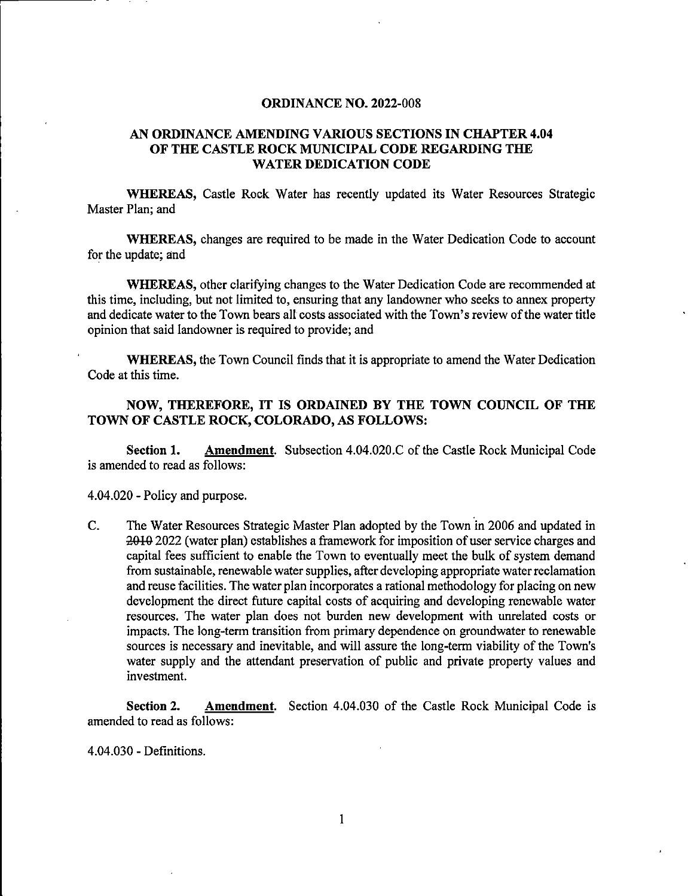**ORDINANCE NO. 2022-008**

**AN ORDINANCE AMENDING VARIOUS SECTIONS IN CHAPTER 4.04 OF THE CASTLE ROCK MUNICIPAL CODE REGARDING THE WATER DEDICATION CODE**

**WHEREAS,** Castle Rock Water has recently updated its Water Resources Strategic Master Plan; and

**WHEREAS,** changes are required to be made in the Water Dedication Code to account for the update; and

**WHEREAS,** other clarifying changes to the Water Dedication Code are recommended at this time, including, but not limited to, ensuring that any landowner who seeks to annex property and dedicate water to the Town bears all costs associated with the Town's review of the water title opinion that said landowner is required to provide; and

**WHEREAS,** the Town Council finds that it is appropriate to amend the Water Dedication Code at this time.

**NOW, THEREFORE, IT IS ORDAINED BY THE TOWN COUNCIL OF THE TOWN OF CASTLE ROCK, COLORADO, AS FOLLOWS:**

**Section 1.** Amendment. Subsection 4.04.020.C of the Castle Rock Municipal Code is amended to read as follows:

4.04.020 - Policy and purpose.

C. The Water Resources Strategic Master Plan adopted by the Town in 2006 and updated in ~~2010~~ 2022 (water plan) establishes a framework for imposition of user service charges and capital fees sufficient to enable the Town to eventually meet the bulk of system demand from sustainable, renewable water supplies, after developing appropriate water reclamation and reuse facilities. The water plan incorporates a rational methodology for placing on new development the direct future capital costs of acquiring and developing renewable water resources. The water plan does not burden new development with unrelated costs or impacts. The long-term transition from primary dependence on groundwater to renewable sources is necessary and inevitable, and will assure the long-term viability of the Town's water supply and the attendant preservation of public and private property values and investment.

**Section 2.** Amendment. Section 4.04.030 of the Castle Rock Municipal Code is amended to read as follows:

4.04.030 - Definitions.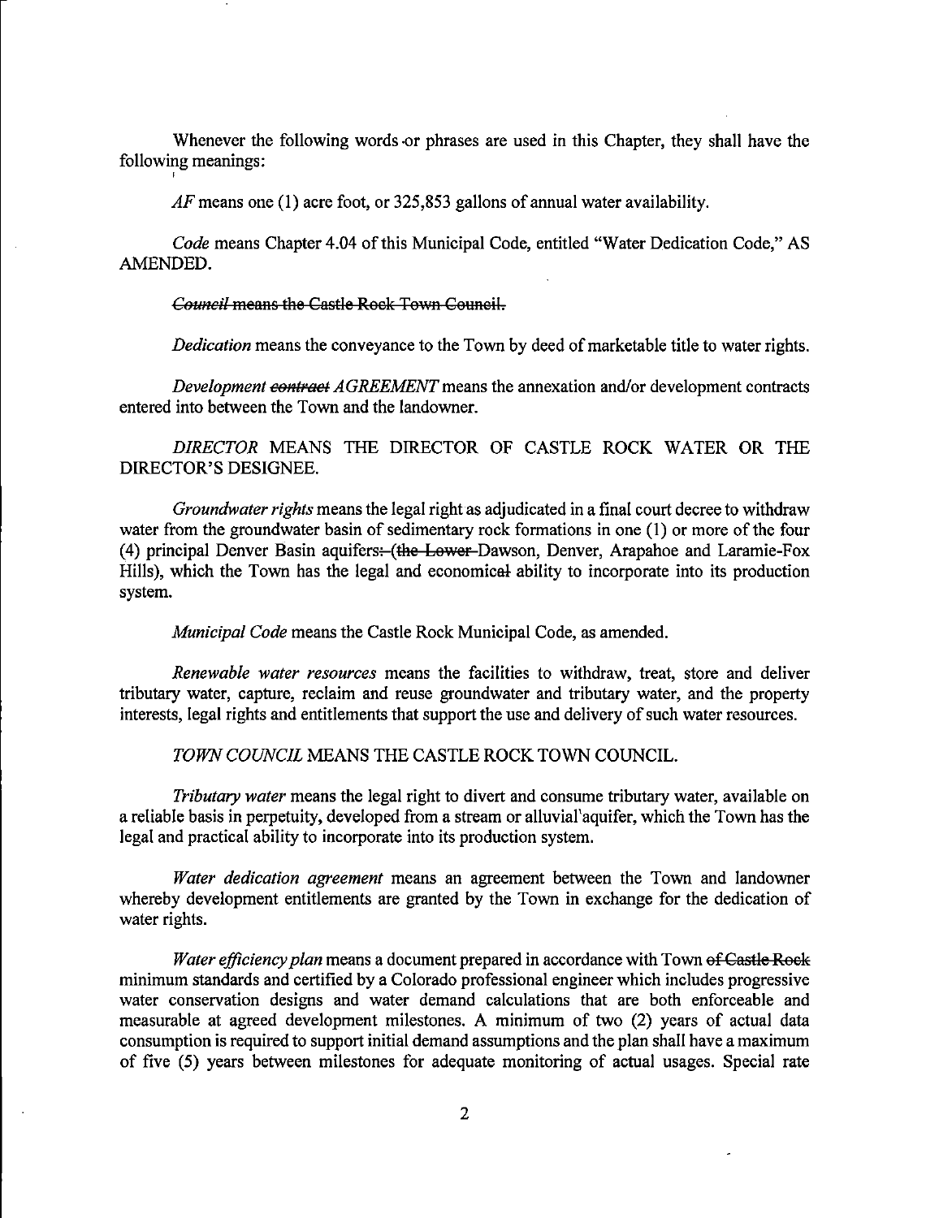Whenever the following words or phrases are used in this Chapter, they shall have the following meanings:

*AF* means one (1) acre foot, or 325,853 gallons of annual water availability.

*Code* means Chapter 4.04 of this Municipal Code, entitled "Water Dedication Code," AS AMENDED.

~~*Council* means the Castle Rock Town Council.~~

*Dedication* means the conveyance to the Town by deed of marketable title to water rights.

*Development ~~contract~~ AGREEMENT* means the annexation and/or development contracts entered into between the Town and the landowner.

*DIRECTOR* MEANS THE DIRECTOR OF CASTLE ROCK WATER OR THE DIRECTOR'S DESIGNEE.

*Groundwater rights* means the legal right as adjudicated in a final court decree to withdraw water from the groundwater basin of sedimentary rock formations in one (1) or more of the four (4) principal Denver Basin aquifers~~: (the Lower~~ Dawson, Denver, Arapahoe and Laramie-Fox Hills), which the Town has the legal and economic~~al~~ ability to incorporate into its production system.

*Municipal Code* means the Castle Rock Municipal Code, as amended.

*Renewable water resources* means the facilities to withdraw, treat, store and deliver tributary water, capture, reclaim and reuse groundwater and tributary water, and the property interests, legal rights and entitlements that support the use and delivery of such water resources.

*TOWN COUNCIL* MEANS THE CASTLE ROCK TOWN COUNCIL.

*Tributary water* means the legal right to divert and consume tributary water, available on a reliable basis in perpetuity, developed from a stream or alluvial aquifer, which the Town has the legal and practical ability to incorporate into its production system.

*Water dedication agreement* means an agreement between the Town and landowner whereby development entitlements are granted by the Town in exchange for the dedication of water rights.

*Water efficiency plan* means a document prepared in accordance with Town ~~of Castle Rock~~ minimum standards and certified by a Colorado professional engineer which includes progressive water conservation designs and water demand calculations that are both enforceable and measurable at agreed development milestones. A minimum of two (2) years of actual data consumption is required to support initial demand assumptions and the plan shall have a maximum of five (5) years between milestones for adequate monitoring of actual usages. Special rate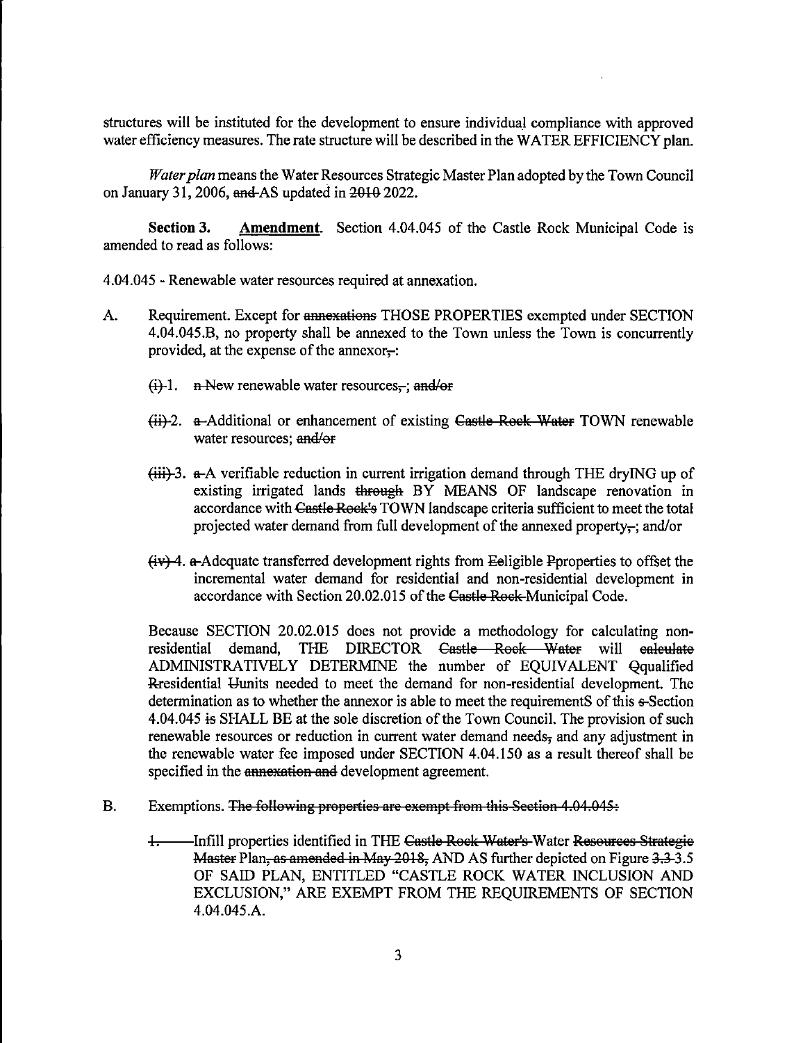structures will be instituted for the development to ensure individual compliance with approved water efficiency measures. The rate structure will be described in the WATER EFFICIENCY plan.

*Water plan* means the Water Resources Strategic Master Plan adopted by the Town Council on January 31, 2006, ~~and~~ AS updated in ~~2010~~ 2022.

**Section 3. Amendment**. Section 4.04.045 of the Castle Rock Municipal Code is amended to read as follows:

4.04.045 - Renewable water resources required at annexation.

A. Requirement. Except for ~~annexations~~ THOSE PROPERTIES exempted under SECTION 4.04.045.B, no property shall be annexed to the Town unless the Town is concurrently provided, at the expense of the annexor~~,~~:

~~(i)~~ 1. ~~n~~ New renewable water resources~~,~~; ~~and/or~~

~~(ii)~~ 2. ~~a~~ Additional or enhancement of existing ~~Castle Rock Water~~ TOWN renewable water resources; ~~and/or~~

~~(iii)~~ 3. ~~a~~ A verifiable reduction in current irrigation demand through THE dryING up of existing irrigated lands ~~through~~ BY MEANS OF landscape renovation in accordance with ~~Castle Rock's~~ TOWN landscape criteria sufficient to meet the total projected water demand from full development of the annexed property~~,~~; and/or

~~(iv)~~ 4. ~~a~~ Adequate transferred development rights from ~~E~~eligible ~~P~~properties to offset the incremental water demand for residential and non-residential development in accordance with Section 20.02.015 of the ~~Castle Rock~~ Municipal Code.

Because SECTION 20.02.015 does not provide a methodology for calculating non-residential demand, THE DIRECTOR ~~Castle Rock Water~~ will ~~calculate~~ ADMINISTRATIVELY DETERMINE the number of EQUIVALENT ~~Q~~qualified ~~R~~residential ~~U~~units needed to meet the demand for non-residential development. The determination as to whether the annexor is able to meet the requirementS of this ~~s~~Section 4.04.045 ~~is~~ SHALL BE at the sole discretion of the Town Council. The provision of such renewable resources or reduction in current water demand needs~~,~~ and any adjustment in the renewable water fee imposed under SECTION 4.04.150 as a result thereof shall be specified in the ~~annexation and~~ development agreement.

B. Exemptions. ~~The following properties are exempt from this Section 4.04.045:~~

~~1.~~ Infill properties identified in THE ~~Castle Rock Water's~~ Water ~~Resources Strategic Master~~ Plan~~, as amended in May 2018,~~ AND AS further depicted on Figure ~~3.3~~ 3.5 OF SAID PLAN, ENTITLED "CASTLE ROCK WATER INCLUSION AND EXCLUSION," ARE EXEMPT FROM THE REQUIREMENTS OF SECTION 4.04.045.A.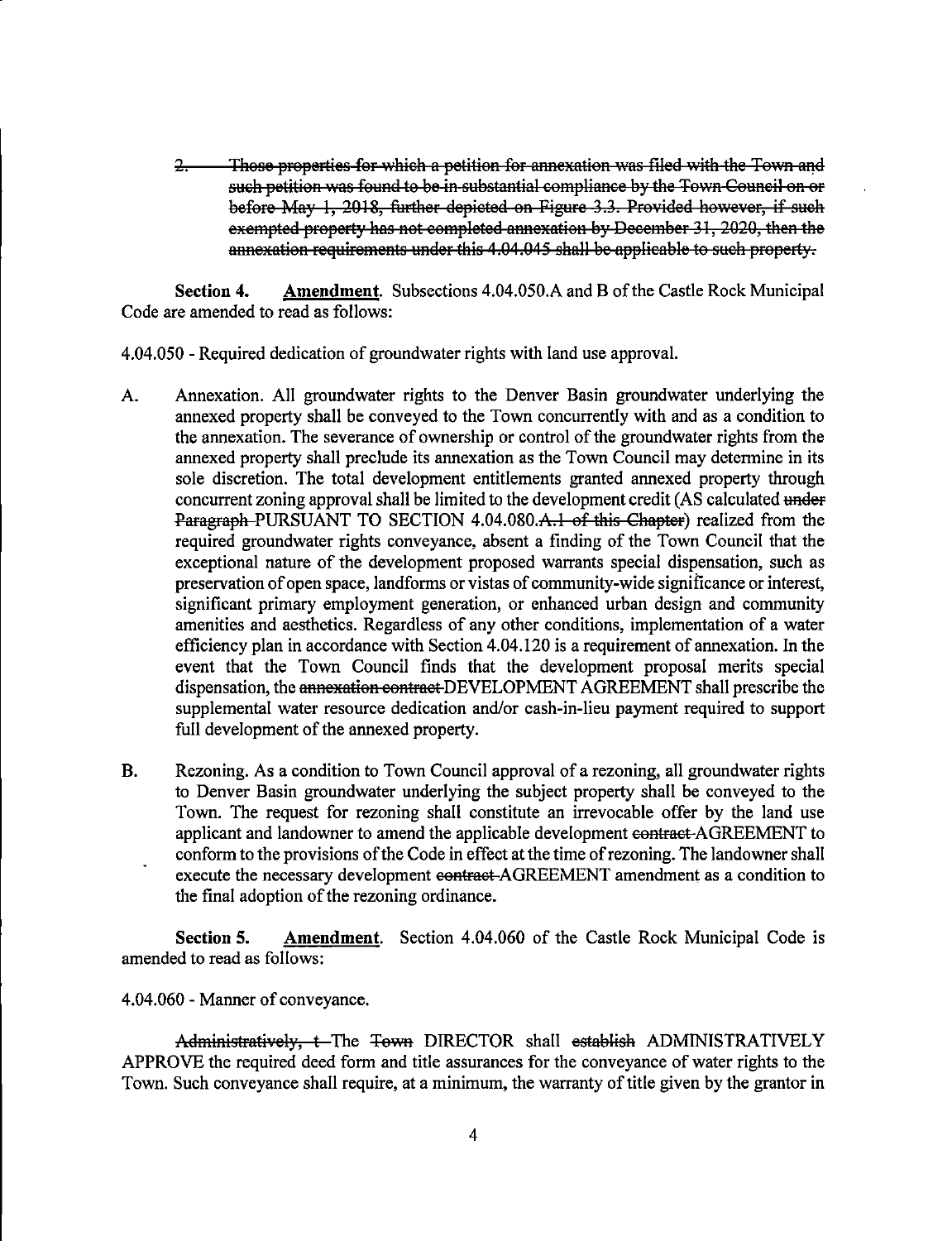2. ~~Those properties for which a petition for annexation was filed with the Town and such petition was found to be in substantial compliance by the Town Council on or before May 1, 2018, further depicted on Figure 3.3. Provided however, if such exempted property has not completed annexation by December 31, 2020, then the annexation requirements under this 4.04.045 shall be applicable to such property.~~

**Section 4.** **Amendment**. Subsections 4.04.050.A and B of the Castle Rock Municipal Code are amended to read as follows:

4.04.050 - Required dedication of groundwater rights with land use approval.

A. Annexation. All groundwater rights to the Denver Basin groundwater underlying the annexed property shall be conveyed to the Town concurrently with and as a condition to the annexation. The severance of ownership or control of the groundwater rights from the annexed property shall preclude its annexation as the Town Council may determine in its sole discretion. The total development entitlements granted annexed property through concurrent zoning approval shall be limited to the development credit (AS calculated ~~under Paragraph~~ PURSUANT TO SECTION 4.04.080.~~A.1 of this Chapter~~) realized from the required groundwater rights conveyance, absent a finding of the Town Council that the exceptional nature of the development proposed warrants special dispensation, such as preservation of open space, landforms or vistas of community-wide significance or interest, significant primary employment generation, or enhanced urban design and community amenities and aesthetics. Regardless of any other conditions, implementation of a water efficiency plan in accordance with Section 4.04.120 is a requirement of annexation. In the event that the Town Council finds that the development proposal merits special dispensation, the ~~annexation contract~~ DEVELOPMENT AGREEMENT shall prescribe the supplemental water resource dedication and/or cash-in-lieu payment required to support full development of the annexed property.

B. Rezoning. As a condition to Town Council approval of a rezoning, all groundwater rights to Denver Basin groundwater underlying the subject property shall be conveyed to the Town. The request for rezoning shall constitute an irrevocable offer by the land use applicant and landowner to amend the applicable development ~~contract~~ AGREEMENT to conform to the provisions of the Code in effect at the time of rezoning. The landowner shall execute the necessary development ~~contract~~ AGREEMENT amendment as a condition to the final adoption of the rezoning ordinance.

**Section 5.** **Amendment**. Section 4.04.060 of the Castle Rock Municipal Code is amended to read as follows:

4.04.060 - Manner of conveyance.

~~Administratively, t~~ The ~~Town~~ DIRECTOR shall ~~establish~~ ADMINISTRATIVELY APPROVE the required deed form and title assurances for the conveyance of water rights to the Town. Such conveyance shall require, at a minimum, the warranty of title given by the grantor in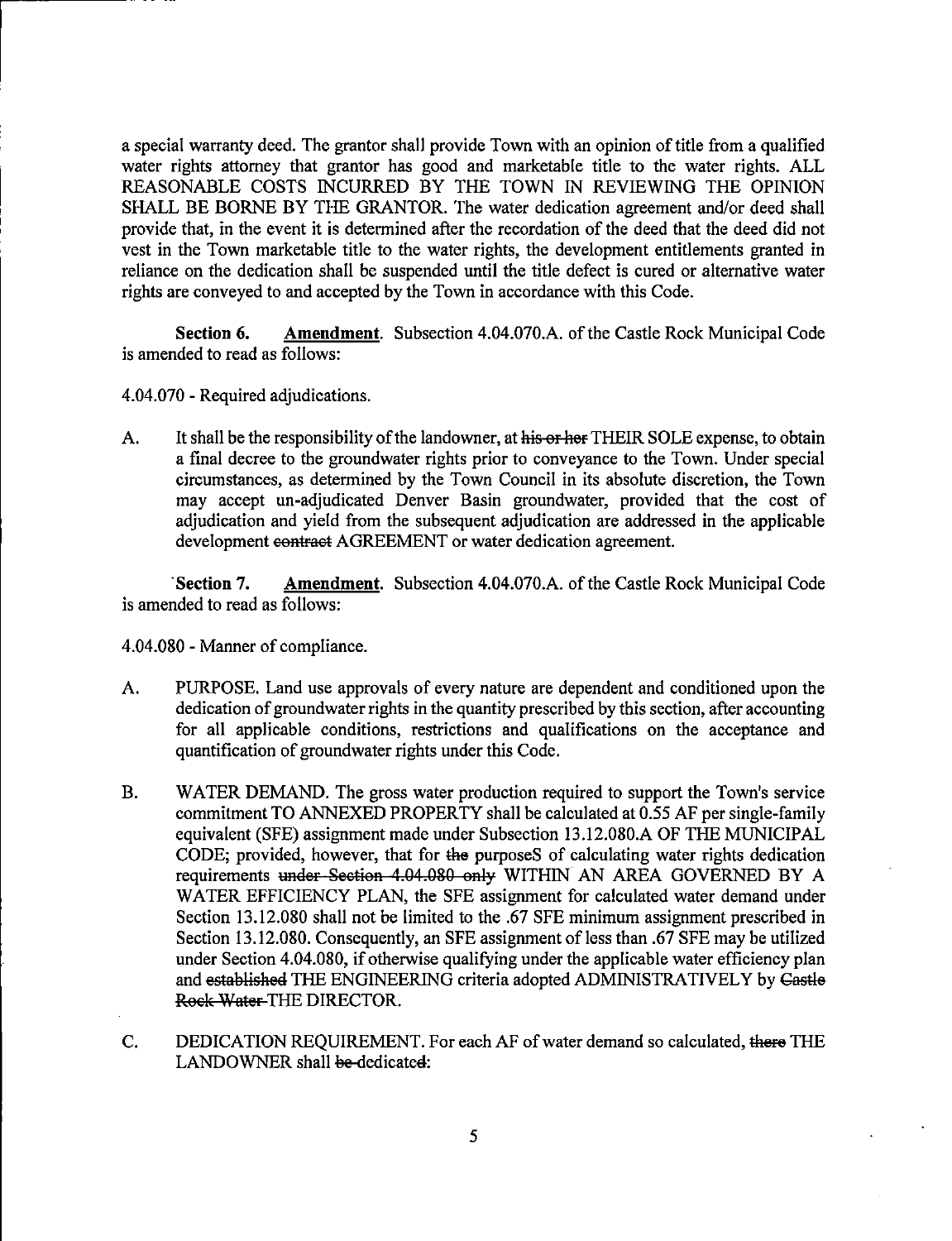a special warranty deed. The grantor shall provide Town with an opinion of title from a qualified water rights attorney that grantor has good and marketable title to the water rights. ALL REASONABLE COSTS INCURRED BY THE TOWN IN REVIEWING THE OPINION SHALL BE BORNE BY THE GRANTOR. The water dedication agreement and/or deed shall provide that, in the event it is determined after the recordation of the deed that the deed did not vest in the Town marketable title to the water rights, the development entitlements granted in reliance on the dedication shall be suspended until the title defect is cured or alternative water rights are conveyed to and accepted by the Town in accordance with this Code.

**Section 6.** **Amendment**. Subsection 4.04.070.A. of the Castle Rock Municipal Code is amended to read as follows:

4.04.070 - Required adjudications.

A. It shall be the responsibility of the landowner, at ~~his or her~~ THEIR SOLE expense, to obtain a final decree to the groundwater rights prior to conveyance to the Town. Under special circumstances, as determined by the Town Council in its absolute discretion, the Town may accept un-adjudicated Denver Basin groundwater, provided that the cost of adjudication and yield from the subsequent adjudication are addressed in the applicable development ~~contract~~ AGREEMENT or water dedication agreement.

**Section 7.** **Amendment**. Subsection 4.04.070.A. of the Castle Rock Municipal Code is amended to read as follows:

4.04.080 - Manner of compliance.

A. PURPOSE. Land use approvals of every nature are dependent and conditioned upon the dedication of groundwater rights in the quantity prescribed by this section, after accounting for all applicable conditions, restrictions and qualifications on the acceptance and quantification of groundwater rights under this Code.

B. WATER DEMAND. The gross water production required to support the Town's service commitment TO ANNEXED PROPERTY shall be calculated at 0.55 AF per single-family equivalent (SFE) assignment made under Subsection 13.12.080.A OF THE MUNICIPAL CODE; provided, however, that for ~~the~~ purposeS of calculating water rights dedication requirements ~~under Section 4.04.080 only~~ WITHIN AN AREA GOVERNED BY A WATER EFFICIENCY PLAN, the SFE assignment for calculated water demand under Section 13.12.080 shall not be limited to the .67 SFE minimum assignment prescribed in Section 13.12.080. Consequently, an SFE assignment of less than .67 SFE may be utilized under Section 4.04.080, if otherwise qualifying under the applicable water efficiency plan and ~~established~~ THE ENGINEERING criteria adopted ADMINISTRATIVELY by ~~Castle Rock Water~~ THE DIRECTOR.

C. DEDICATION REQUIREMENT. For each AF of water demand so calculated, ~~there~~ THE LANDOWNER shall ~~be dedicated~~: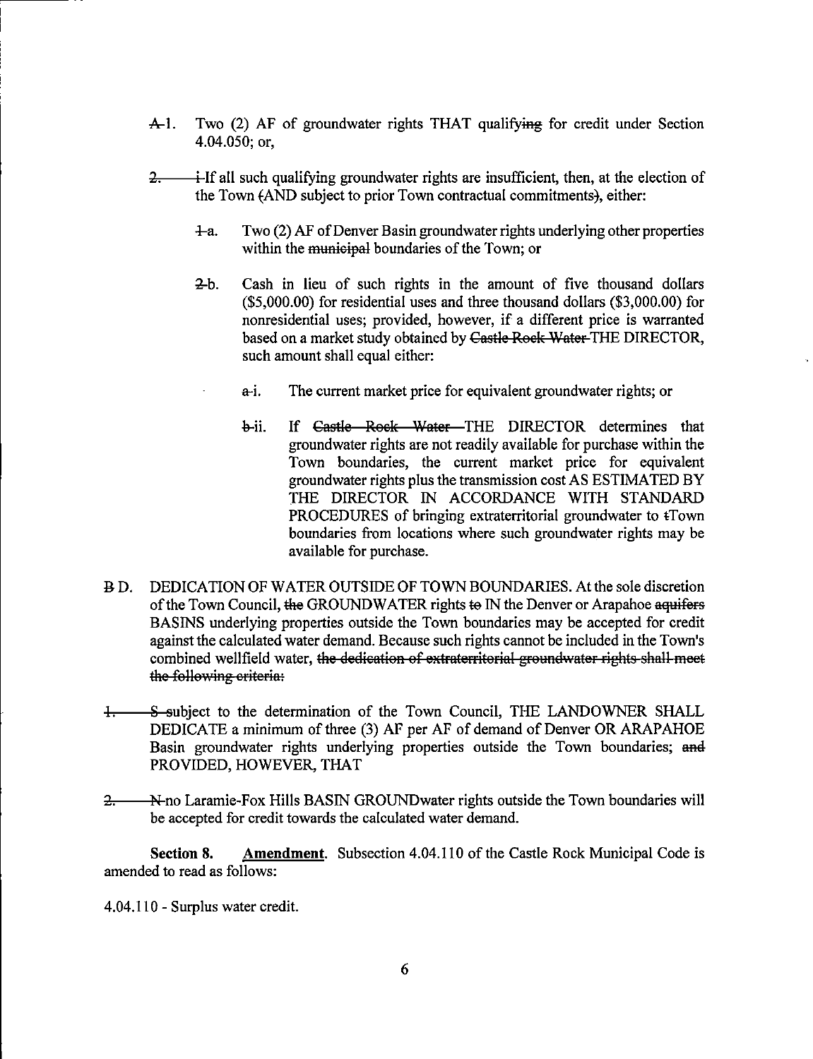- ~~A~~1. Two (2) AF of groundwater rights THAT qualify~~ing~~ for credit under Section 4.04.050; or,

- ~~2.~~ ~~i~~If all such qualifying groundwater rights are insufficient, then, at the election of the Town ~~(~~AND subject to prior Town contractual commitments~~)~~, either:

  - ~~1~~a. Two (2) AF of Denver Basin groundwater rights underlying other properties within the ~~municipal~~ boundaries of the Town; or

  - ~~2~~b. Cash in lieu of such rights in the amount of five thousand dollars ($5,000.00) for residential uses and three thousand dollars ($3,000.00) for nonresidential uses; provided, however, if a different price is warranted based on a market study obtained by ~~Castle Rock Water~~ THE DIRECTOR, such amount shall equal either:

    - ~~a~~i. The current market price for equivalent groundwater rights; or

    - ~~b~~ii. If ~~Castle Rock Water~~ THE DIRECTOR determines that groundwater rights are not readily available for purchase within the Town boundaries, the current market price for equivalent groundwater rights plus the transmission cost AS ESTIMATED BY THE DIRECTOR IN ACCORDANCE WITH STANDARD PROCEDURES of bringing extraterritorial groundwater to ~~t~~Town boundaries from locations where such groundwater rights may be available for purchase.

~~B~~ D. DEDICATION OF WATER OUTSIDE OF TOWN BOUNDARIES. At the sole discretion of the Town Council, ~~the~~ GROUNDWATER rights ~~to~~ IN the Denver or Arapahoe ~~aquifers~~ BASINS underlying properties outside the Town boundaries may be accepted for credit against the calculated water demand. Because such rights cannot be included in the Town's combined wellfield water, ~~the dedication of extraterritorial groundwater rights shall meet the following criteria:~~

~~1.~~ ~~S~~ subject to the determination of the Town Council, THE LANDOWNER SHALL DEDICATE a minimum of three (3) AF per AF of demand of Denver OR ARAPAHOE Basin groundwater rights underlying properties outside the Town boundaries; ~~and~~ PROVIDED, HOWEVER, THAT

~~2.~~ ~~N~~ no Laramie-Fox Hills BASIN GROUNDwater rights outside the Town boundaries will be accepted for credit towards the calculated water demand.

**Section 8.** **Amendment**. Subsection 4.04.110 of the Castle Rock Municipal Code is amended to read as follows:

4.04.110 - Surplus water credit.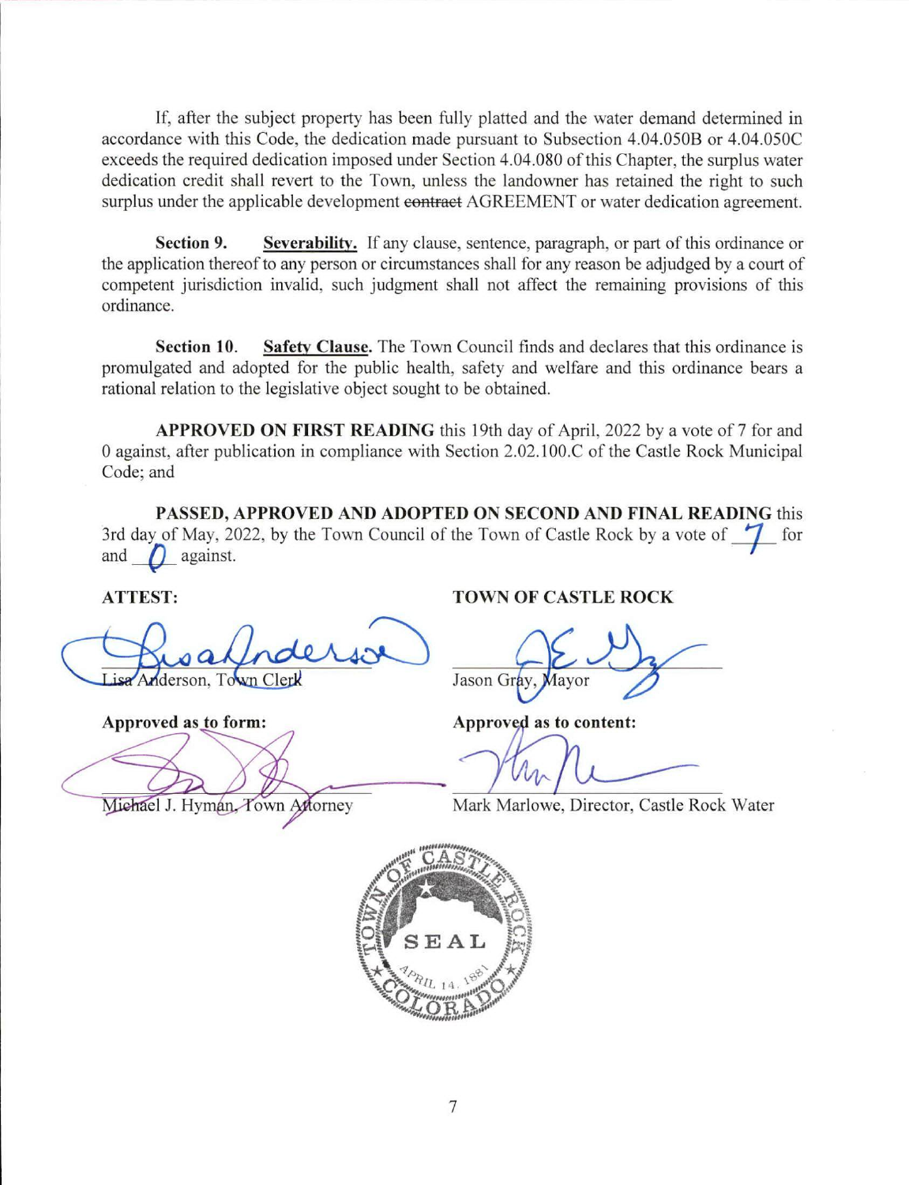If, after the subject property has been fully platted and the water demand determined in accordance with this Code, the dedication made pursuant to Subsection 4.04.050B or 4.04.050C exceeds the required dedication imposed under Section 4.04.080 of this Chapter, the surplus water dedication credit shall revert to the Town, unless the landowner has retained the right to such surplus under the applicable development ~~contract~~ AGREEMENT or water dedication agreement.

**Section 9.** **Severability.** If any clause, sentence, paragraph, or part of this ordinance or the application thereof to any person or circumstances shall for any reason be adjudged by a court of competent jurisdiction invalid, such judgment shall not affect the remaining provisions of this ordinance.

**Section 10.** **Safety Clause.** The Town Council finds and declares that this ordinance is promulgated and adopted for the public health, safety and welfare and this ordinance bears a rational relation to the legislative object sought to be obtained.

**APPROVED ON FIRST READING** this 19th day of April, 2022 by a vote of 7 for and 0 against, after publication in compliance with Section 2.02.100.C of the Castle Rock Municipal Code; and

**PASSED, APPROVED AND ADOPTED ON SECOND AND FINAL READING** this 3rd day of May, 2022, by the Town Council of the Town of Castle Rock by a vote of 7 for and 0 against.

**ATTEST:**

Lisa Anderson, Town Clerk

**Approved as to form:**

Michael J. Hyman, Town Attorney

**TOWN OF CASTLE ROCK**

Jason Gray, Mayor

**Approved as to content:**

Mark Marlowe, Director, Castle Rock Water

TOWN OF CASTLE ROCK SEAL APRIL 14, 1881 COLORADO